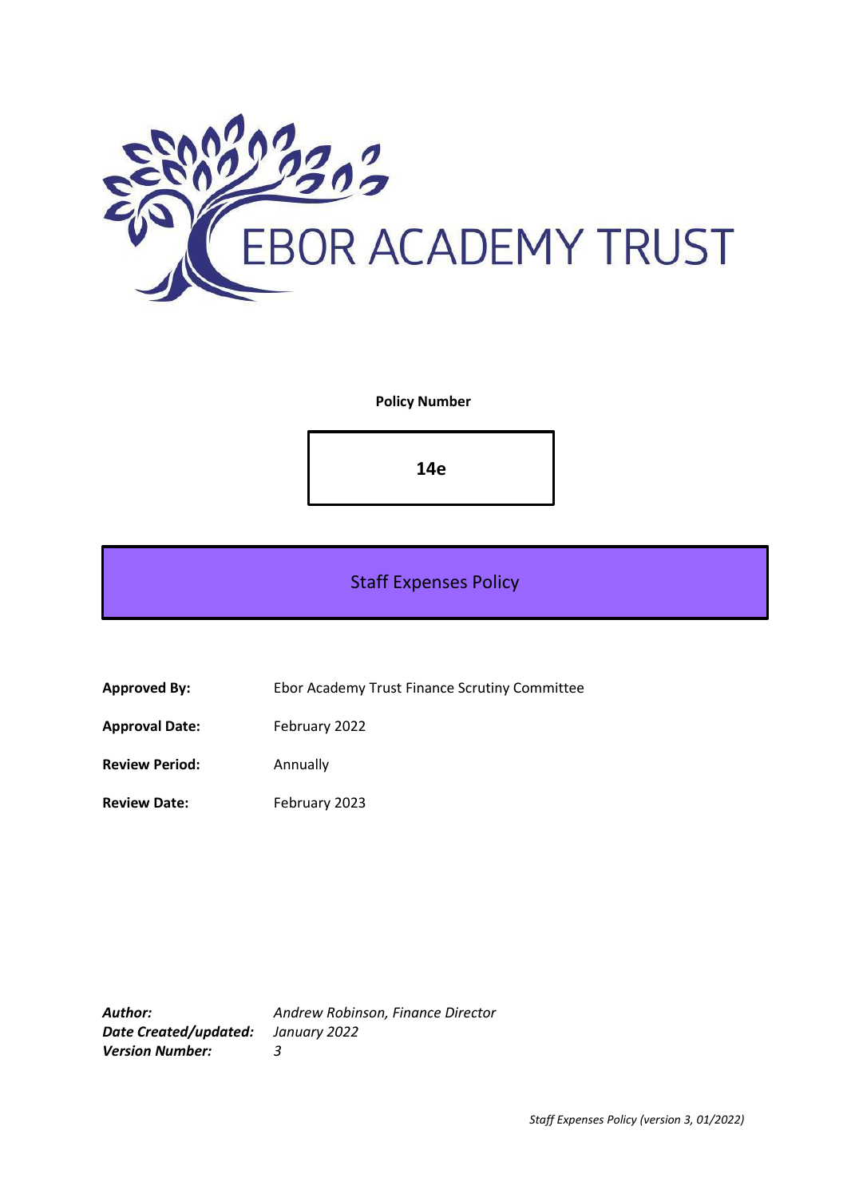EBOR ACADEMY TRUST

**Policy Number**

**14e**

# Staff Expenses Policy

**Approved By:** Ebor Academy Trust Finance Scrutiny Committee

**Approval Date:** February 2022

**Review Period:** Annually

**Review Date:** February 2023

***Author:*** *Andrew Robinson, Finance Director*
***Date Created/updated:*** *January 2022*
***Version Number:*** *3*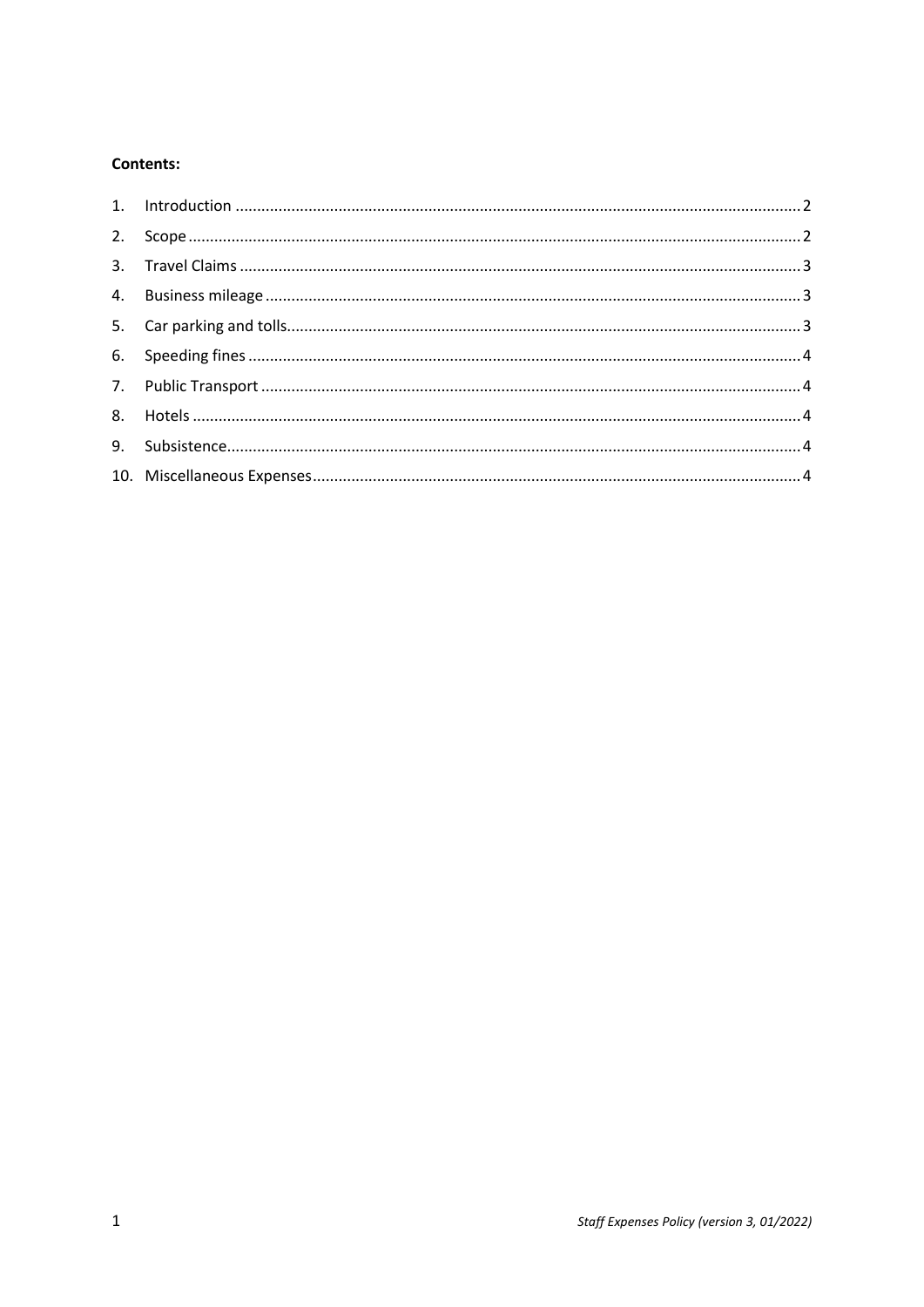**Contents:**

1. Introduction .................................................................................................................................. 2
2. Scope ............................................................................................................................................ 2
3. Travel Claims ................................................................................................................................ 3
4. Business mileage .......................................................................................................................... 3
5. Car parking and tolls..................................................................................................................... 3
6. Speeding fines .............................................................................................................................. 4
7. Public Transport ........................................................................................................................... 4
8. Hotels ........................................................................................................................................... 4
9. Subsistence................................................................................................................................... 4
10. Miscellaneous Expenses............................................................................................................... 4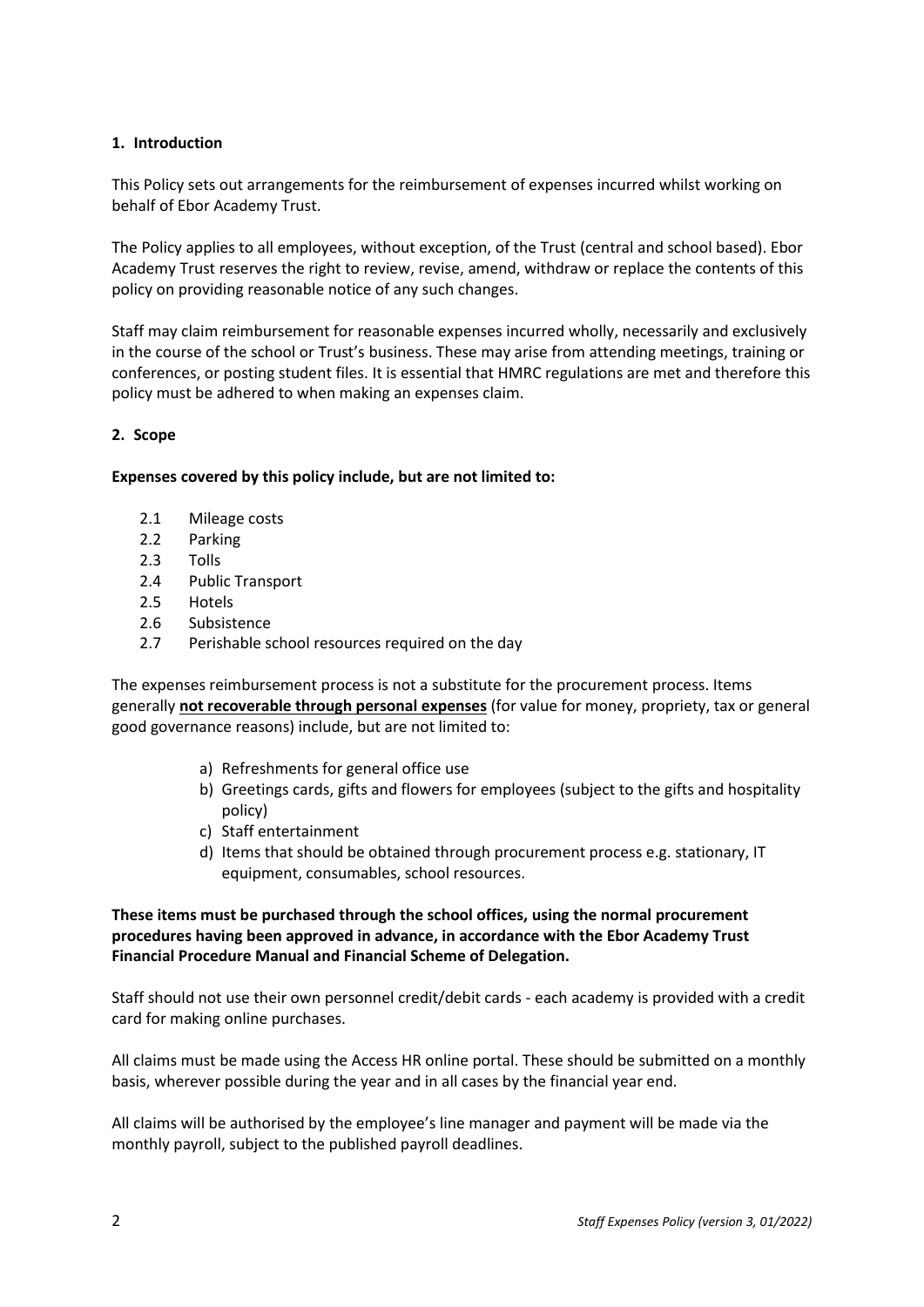## 1. Introduction

This Policy sets out arrangements for the reimbursement of expenses incurred whilst working on behalf of Ebor Academy Trust.

The Policy applies to all employees, without exception, of the Trust (central and school based). Ebor Academy Trust reserves the right to review, revise, amend, withdraw or replace the contents of this policy on providing reasonable notice of any such changes.

Staff may claim reimbursement for reasonable expenses incurred wholly, necessarily and exclusively in the course of the school or Trust's business. These may arise from attending meetings, training or conferences, or posting student files. It is essential that HMRC regulations are met and therefore this policy must be adhered to when making an expenses claim.

## 2. Scope

**Expenses covered by this policy include, but are not limited to:**

- 2.1 Mileage costs
- 2.2 Parking
- 2.3 Tolls
- 2.4 Public Transport
- 2.5 Hotels
- 2.6 Subsistence
- 2.7 Perishable school resources required on the day

The expenses reimbursement process is not a substitute for the procurement process. Items generally **not recoverable through personal expenses** (for value for money, propriety, tax or general good governance reasons) include, but are not limited to:

a) Refreshments for general office use
b) Greetings cards, gifts and flowers for employees (subject to the gifts and hospitality policy)
c) Staff entertainment
d) Items that should be obtained through procurement process e.g. stationary, IT equipment, consumables, school resources.

**These items must be purchased through the school offices, using the normal procurement procedures having been approved in advance, in accordance with the Ebor Academy Trust Financial Procedure Manual and Financial Scheme of Delegation.**

Staff should not use their own personnel credit/debit cards - each academy is provided with a credit card for making online purchases.

All claims must be made using the Access HR online portal. These should be submitted on a monthly basis, wherever possible during the year and in all cases by the financial year end.

All claims will be authorised by the employee's line manager and payment will be made via the monthly payroll, subject to the published payroll deadlines.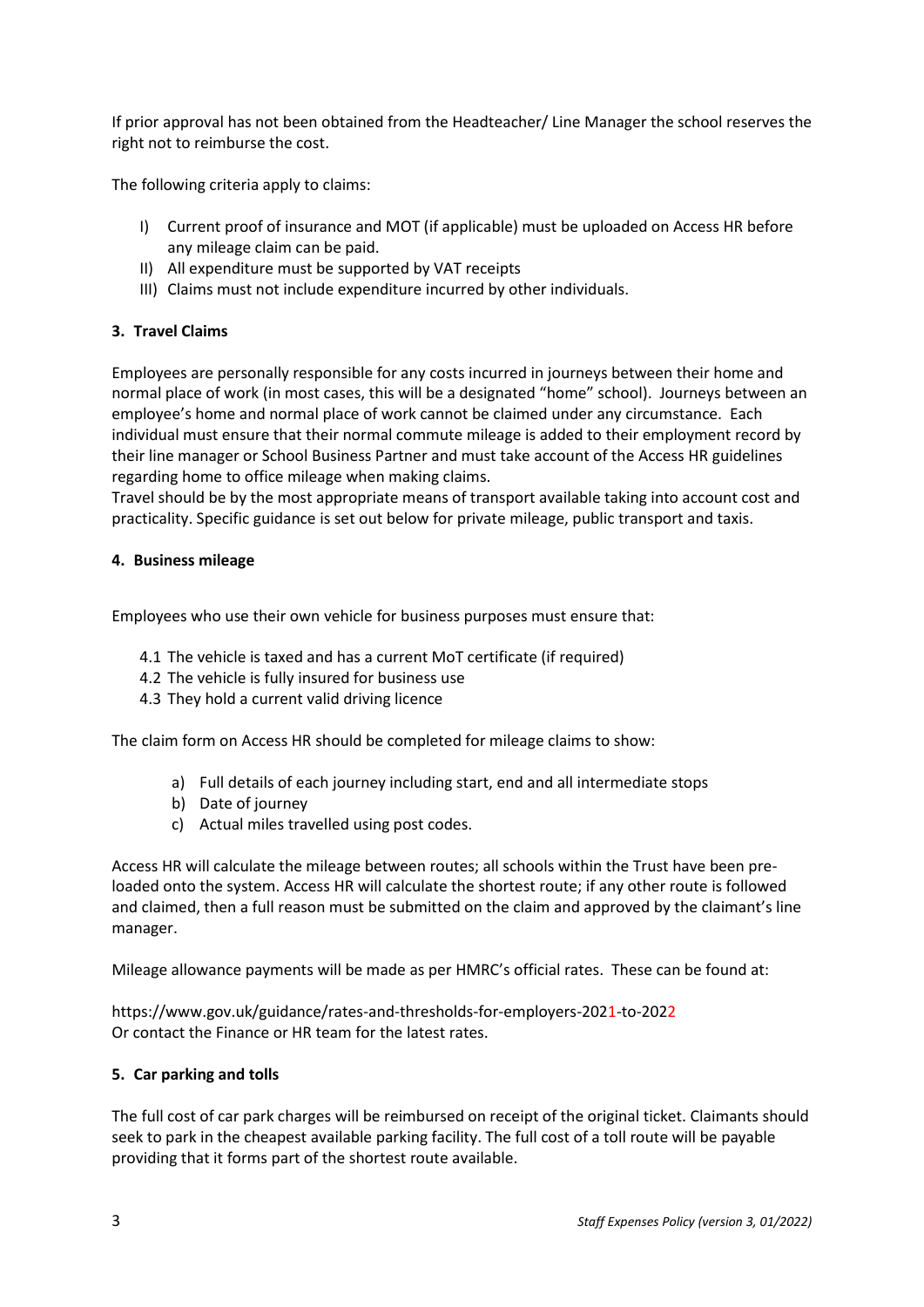If prior approval has not been obtained from the Headteacher/ Line Manager the school reserves the right not to reimburse the cost.

The following criteria apply to claims:

I) Current proof of insurance and MOT (if applicable) must be uploaded on Access HR before any mileage claim can be paid.
II) All expenditure must be supported by VAT receipts
III) Claims must not include expenditure incurred by other individuals.

### 3. Travel Claims

Employees are personally responsible for any costs incurred in journeys between their home and normal place of work (in most cases, this will be a designated "home" school). Journeys between an employee's home and normal place of work cannot be claimed under any circumstance. Each individual must ensure that their normal commute mileage is added to their employment record by their line manager or School Business Partner and must take account of the Access HR guidelines regarding home to office mileage when making claims.
Travel should be by the most appropriate means of transport available taking into account cost and practicality. Specific guidance is set out below for private mileage, public transport and taxis.

### 4. Business mileage

Employees who use their own vehicle for business purposes must ensure that:

4.1 The vehicle is taxed and has a current MoT certificate (if required)
4.2 The vehicle is fully insured for business use
4.3 They hold a current valid driving licence

The claim form on Access HR should be completed for mileage claims to show:

a) Full details of each journey including start, end and all intermediate stops
b) Date of journey
c) Actual miles travelled using post codes.

Access HR will calculate the mileage between routes; all schools within the Trust have been pre-loaded onto the system. Access HR will calculate the shortest route; if any other route is followed and claimed, then a full reason must be submitted on the claim and approved by the claimant's line manager.

Mileage allowance payments will be made as per HMRC's official rates. These can be found at:

https://www.gov.uk/guidance/rates-and-thresholds-for-employers-2021-to-2022
Or contact the Finance or HR team for the latest rates.

### 5. Car parking and tolls

The full cost of car park charges will be reimbursed on receipt of the original ticket. Claimants should seek to park in the cheapest available parking facility. The full cost of a toll route will be payable providing that it forms part of the shortest route available.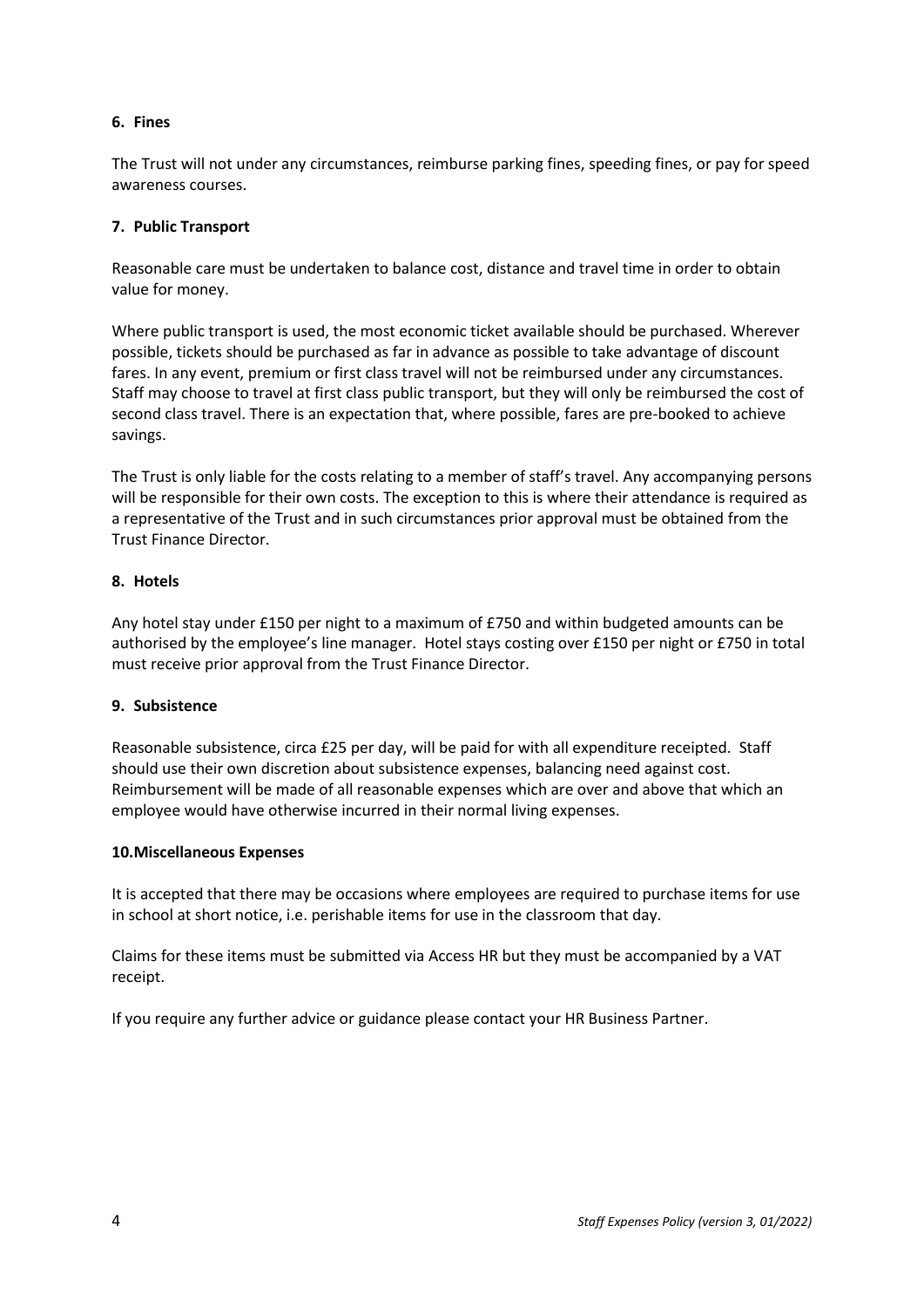## 6. Fines

The Trust will not under any circumstances, reimburse parking fines, speeding fines, or pay for speed awareness courses.

## 7. Public Transport

Reasonable care must be undertaken to balance cost, distance and travel time in order to obtain value for money.

Where public transport is used, the most economic ticket available should be purchased. Wherever possible, tickets should be purchased as far in advance as possible to take advantage of discount fares. In any event, premium or first class travel will not be reimbursed under any circumstances. Staff may choose to travel at first class public transport, but they will only be reimbursed the cost of second class travel. There is an expectation that, where possible, fares are pre-booked to achieve savings.

The Trust is only liable for the costs relating to a member of staff's travel. Any accompanying persons will be responsible for their own costs. The exception to this is where their attendance is required as a representative of the Trust and in such circumstances prior approval must be obtained from the Trust Finance Director.

## 8. Hotels

Any hotel stay under £150 per night to a maximum of £750 and within budgeted amounts can be authorised by the employee's line manager. Hotel stays costing over £150 per night or £750 in total must receive prior approval from the Trust Finance Director.

## 9. Subsistence

Reasonable subsistence, circa £25 per day, will be paid for with all expenditure receipted. Staff should use their own discretion about subsistence expenses, balancing need against cost. Reimbursement will be made of all reasonable expenses which are over and above that which an employee would have otherwise incurred in their normal living expenses.

## 10. Miscellaneous Expenses

It is accepted that there may be occasions where employees are required to purchase items for use in school at short notice, i.e. perishable items for use in the classroom that day.

Claims for these items must be submitted via Access HR but they must be accompanied by a VAT receipt.

If you require any further advice or guidance please contact your HR Business Partner.